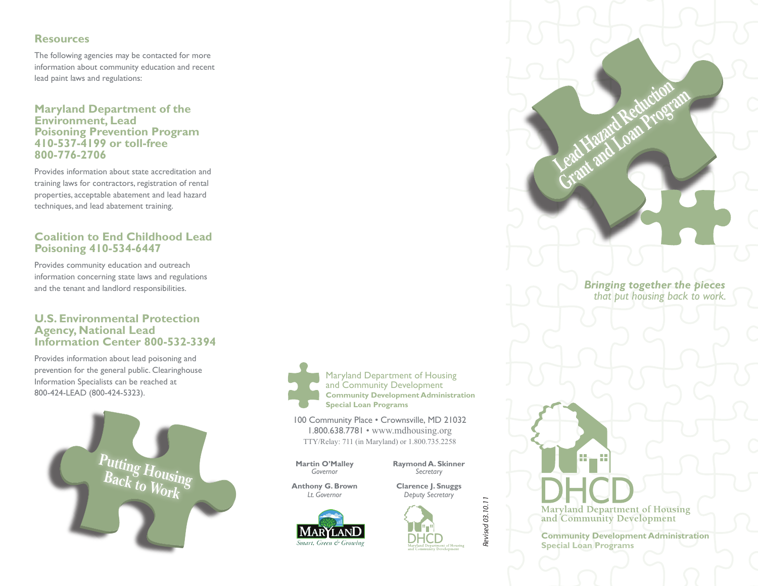## Resources

The following agencies may be contacted for more information about community education and recent lead paint laws and regulations:

### Maryland Department of the Environment, Lead Poisoning Prevention Program 410-537-4199 or toll-free 800-776-2706

Provides information about state accreditation and training laws for contractors, registration of rental properties, acceptable abatement and lead hazard techniques, and lead abatement training.

### Coalition to End Childhood Lead Poisoning 410-534-6447

Provides community education and outreach information concerning state laws and regulations and the tenant and landlord responsibilities.

### U.S. Environmental Protection Agency, National Lead Information Center 800-532-3394

Provides information about lead poisoning and prevention for the general public. Clearinghouse Information Specialists can be reached at 800-424-LEAD (800-424-5323).

Putting Housing Back to Work

Maryland Department of Housing and Community Development
**Community Development Administration**
**Special Loan Programs**

100 Community Place • Crownsville, MD 21032
1.800.638.7781 • www.mdhousing.org
TTY/Relay: 711 (in Maryland) or 1.800.735.2258

**Martin O'Malley**
*Governor*

**Anthony G. Brown**
*Lt. Governor*

**Raymond A. Skinner**
*Secretary*

**Clarence J. Snuggs**
*Deputy Secretary*

MARYLAND *Smart, Green & Growing*

DHCD Maryland Department of Housing and Community Development

*Revised 03.10.11*

# Lead Hazard Reduction Grant and Loan Program

***Bringing together the pieces*** *that put housing back to work.*

DHCD
Maryland Department of Housing and Community Development

**Community Development Administration**
**Special Loan Programs**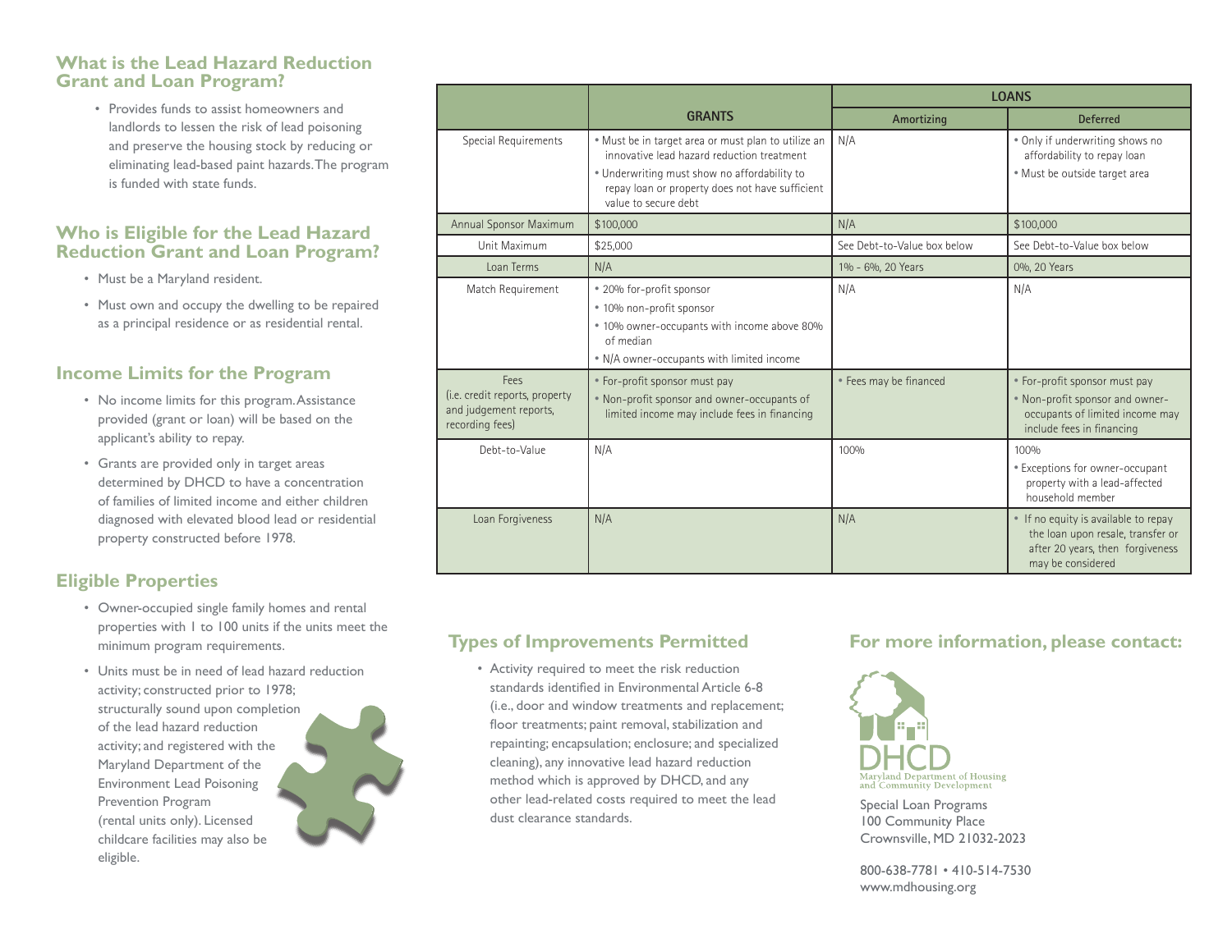## What is the Lead Hazard Reduction Grant and Loan Program?

- Provides funds to assist homeowners and landlords to lessen the risk of lead poisoning and preserve the housing stock by reducing or eliminating lead-based paint hazards. The program is funded with state funds.

## Who is Eligible for the Lead Hazard Reduction Grant and Loan Program?

- Must be a Maryland resident.
- Must own and occupy the dwelling to be repaired as a principal residence or as residential rental.

## Income Limits for the Program

- No income limits for this program. Assistance provided (grant or loan) will be based on the applicant's ability to repay.
- Grants are provided only in target areas determined by DHCD to have a concentration of families of limited income and either children diagnosed with elevated blood lead or residential property constructed before 1978.

## Eligible Properties

- Owner-occupied single family homes and rental properties with 1 to 100 units if the units meet the minimum program requirements.
- Units must be in need of lead hazard reduction activity; constructed prior to 1978; structurally sound upon completion of the lead hazard reduction activity; and registered with the Maryland Department of the Environment Lead Poisoning Prevention Program (rental units only). Licensed childcare facilities may also be eligible.

| | GRANTS | LOANS | |
|---|---|---|---|
| | | Amortizing | Deferred |
| Special Requirements | • Must be in target area or must plan to utilize an innovative lead hazard reduction treatment<br>• Underwriting must show no affordability to repay loan or property does not have sufficient value to secure debt | N/A | • Only if underwriting shows no affordability to repay loan<br>• Must be outside target area |
| Annual Sponsor Maximum | $100,000 | N/A | $100,000 |
| Unit Maximum | $25,000 | See Debt-to-Value box below | See Debt-to-Value box below |
| Loan Terms | N/A | 1% - 6%, 20 Years | 0%, 20 Years |
| Match Requirement | • 20% for-profit sponsor<br>• 10% non-profit sponsor<br>• 10% owner-occupants with income above 80% of median<br>• N/A owner-occupants with limited income | N/A | N/A |
| Fees (i.e. credit reports, property and judgement reports, recording fees) | • For-profit sponsor must pay<br>• Non-profit sponsor and owner-occupants of limited income may include fees in financing | • Fees may be financed | • For-profit sponsor must pay<br>• Non-profit sponsor and owner-occupants of limited income may include fees in financing |
| Debt-to-Value | N/A | 100% | 100%<br>• Exceptions for owner-occupant property with a lead-affected household member |
| Loan Forgiveness | N/A | N/A | • If no equity is available to repay the loan upon resale, transfer or after 20 years, then forgiveness may be considered |

## Types of Improvements Permitted

- Activity required to meet the risk reduction standards identified in Environmental Article 6-8 (i.e., door and window treatments and replacement; floor treatments; paint removal, stabilization and repainting; encapsulation; enclosure; and specialized cleaning), any innovative lead hazard reduction method which is approved by DHCD, and any other lead-related costs required to meet the lead dust clearance standards.

## For more information, please contact:

DHCD
Maryland Department of Housing and Community Development

Special Loan Programs
100 Community Place
Crownsville, MD 21032-2023

800-638-7781 • 410-514-7530
www.mdhousing.org